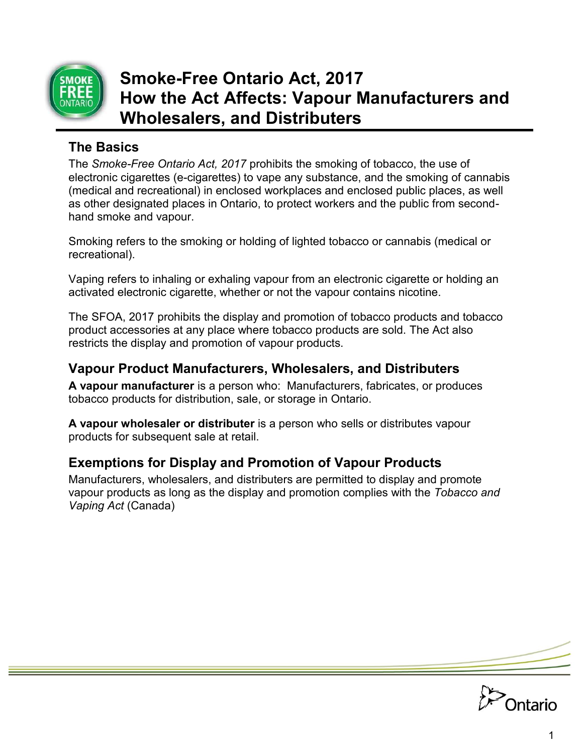# Smoke-Free Ontario Act, 2017 How the Act Affects: Vapour Manufacturers and Wholesalers, and Distributers

## The Basics

The *Smoke-Free Ontario Act, 2017* prohibits the smoking of tobacco, the use of electronic cigarettes (e-cigarettes) to vape any substance, and the smoking of cannabis (medical and recreational) in enclosed workplaces and enclosed public places, as well as other designated places in Ontario, to protect workers and the public from second-hand smoke and vapour.

Smoking refers to the smoking or holding of lighted tobacco or cannabis (medical or recreational).

Vaping refers to inhaling or exhaling vapour from an electronic cigarette or holding an activated electronic cigarette, whether or not the vapour contains nicotine.

The SFOA, 2017 prohibits the display and promotion of tobacco products and tobacco product accessories at any place where tobacco products are sold. The Act also restricts the display and promotion of vapour products.

## Vapour Product Manufacturers, Wholesalers, and Distributers

**A vapour manufacturer** is a person who: Manufacturers, fabricates, or produces tobacco products for distribution, sale, or storage in Ontario.

**A vapour wholesaler or distributer** is a person who sells or distributes vapour products for subsequent sale at retail.

## Exemptions for Display and Promotion of Vapour Products

Manufacturers, wholesalers, and distributers are permitted to display and promote vapour products as long as the display and promotion complies with the *Tobacco and Vaping Act* (Canada)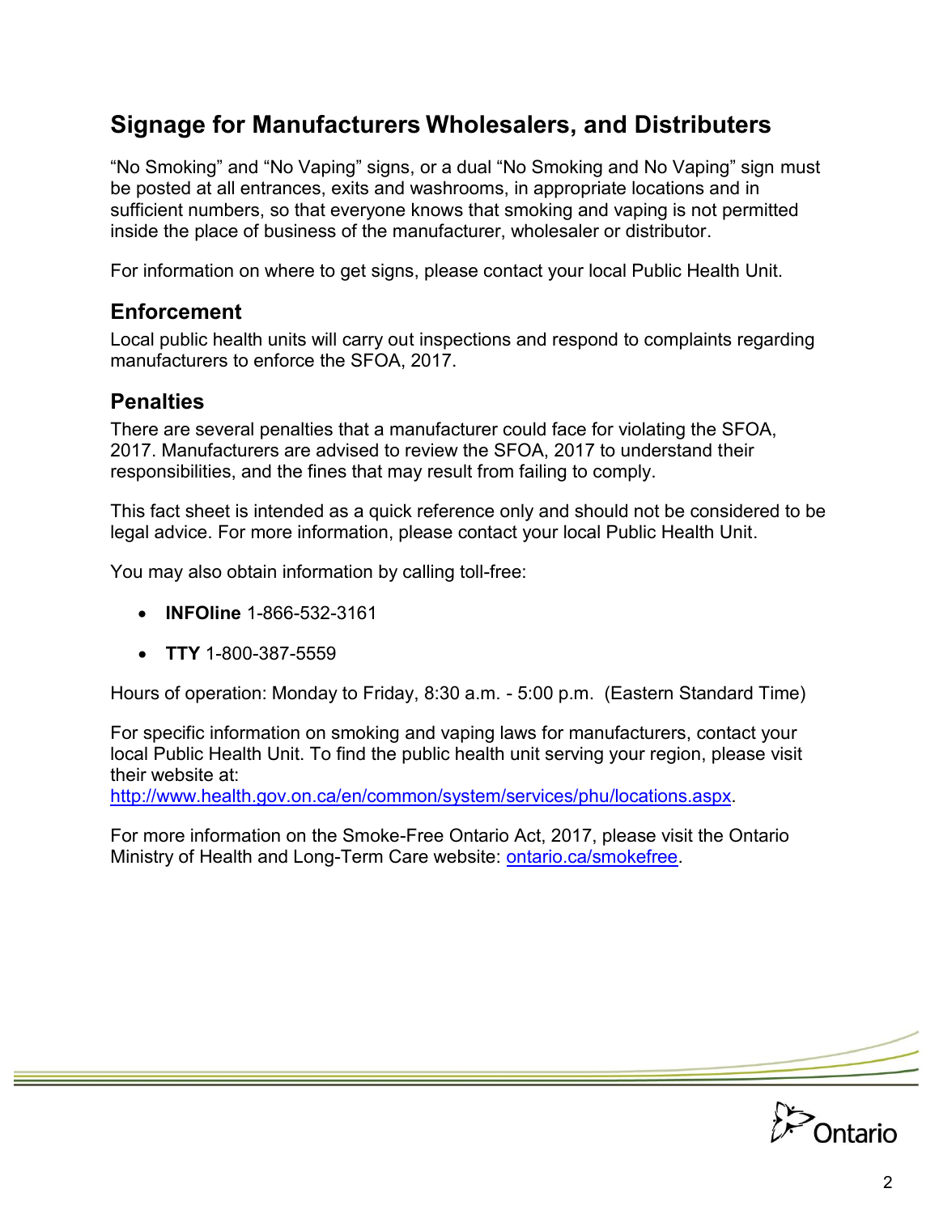## Signage for Manufacturers Wholesalers, and Distributers

“No Smoking” and “No Vaping” signs, or a dual “No Smoking and No Vaping” sign must be posted at all entrances, exits and washrooms, in appropriate locations and in sufficient numbers, so that everyone knows that smoking and vaping is not permitted inside the place of business of the manufacturer, wholesaler or distributor.

For information on where to get signs, please contact your local Public Health Unit.

### Enforcement

Local public health units will carry out inspections and respond to complaints regarding manufacturers to enforce the SFOA, 2017.

### Penalties

There are several penalties that a manufacturer could face for violating the SFOA, 2017. Manufacturers are advised to review the SFOA, 2017 to understand their responsibilities, and the fines that may result from failing to comply.

This fact sheet is intended as a quick reference only and should not be considered to be legal advice. For more information, please contact your local Public Health Unit.

You may also obtain information by calling toll-free:

- **INFOline** 1-866-532-3161
- **TTY** 1-800-387-5559

Hours of operation: Monday to Friday, 8:30 a.m. - 5:00 p.m. (Eastern Standard Time)

For specific information on smoking and vaping laws for manufacturers, contact your local Public Health Unit. To find the public health unit serving your region, please visit their website at:
http://www.health.gov.on.ca/en/common/system/services/phu/locations.aspx.

For more information on the Smoke-Free Ontario Act, 2017, please visit the Ontario Ministry of Health and Long-Term Care website: ontario.ca/smokefree.